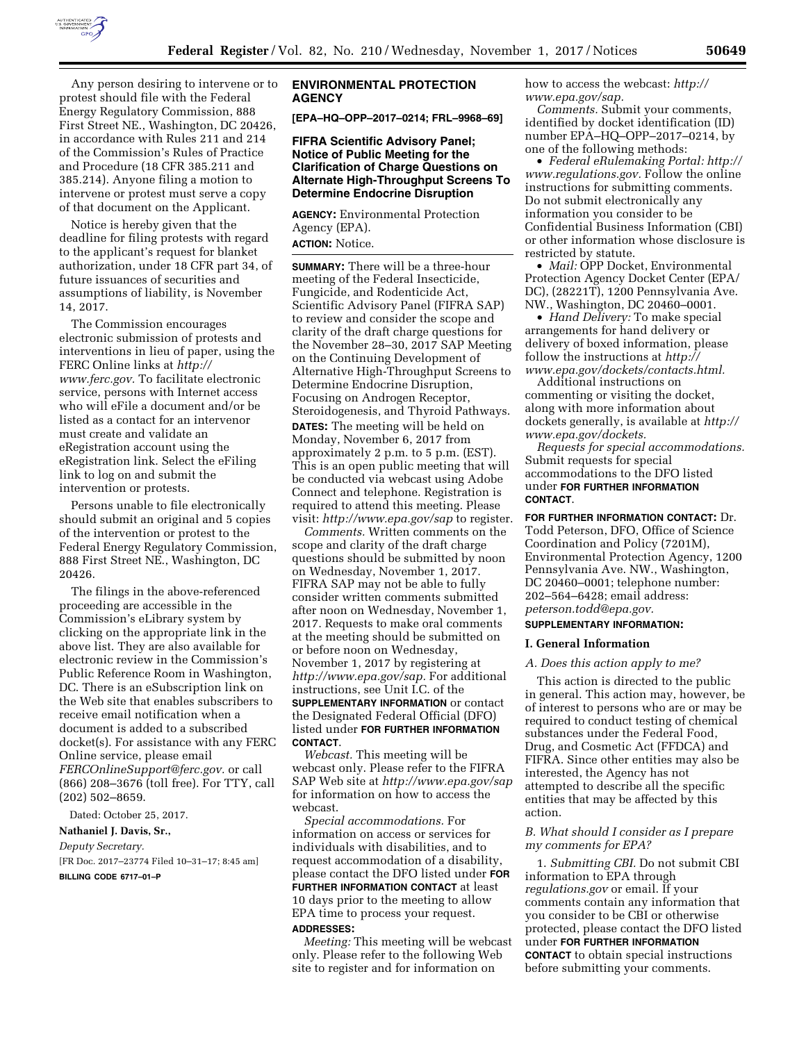Any person desiring to intervene or to protest should file with the Federal Energy Regulatory Commission, 888 First Street NE., Washington, DC 20426, in accordance with Rules 211 and 214 of the Commission's Rules of Practice and Procedure (18 CFR 385.211 and 385.214). Anyone filing a motion to intervene or protest must serve a copy of that document on the Applicant.

Notice is hereby given that the deadline for filing protests with regard to the applicant's request for blanket authorization, under 18 CFR part 34, of future issuances of securities and assumptions of liability, is November 14, 2017.

The Commission encourages electronic submission of protests and interventions in lieu of paper, using the FERC Online links at *http://www.ferc.gov*. To facilitate electronic service, persons with Internet access who will eFile a document and/or be listed as a contact for an intervenor must create and validate an eRegistration account using the eRegistration link. Select the eFiling link to log on and submit the intervention or protests.

Persons unable to file electronically should submit an original and 5 copies of the intervention or protest to the Federal Energy Regulatory Commission, 888 First Street NE., Washington, DC 20426.

The filings in the above-referenced proceeding are accessible in the Commission's eLibrary system by clicking on the appropriate link in the above list. They are also available for electronic review in the Commission's Public Reference Room in Washington, DC. There is an eSubscription link on the Web site that enables subscribers to receive email notification when a document is added to a subscribed docket(s). For assistance with any FERC Online service, please email *FERCOnlineSupport@ferc.gov.* or call (866) 208–3676 (toll free). For TTY, call (202) 502–8659.

Dated: October 25, 2017.

**Nathaniel J. Davis, Sr.,**

*Deputy Secretary.*

[FR Doc. 2017–23774 Filed 10–31–17; 8:45 am]

**BILLING CODE 6717–01–P**

## ENVIRONMENTAL PROTECTION AGENCY

**[EPA–HQ–OPP–2017–0214; FRL–9968–69]**

### FIFRA Scientific Advisory Panel; Notice of Public Meeting for the Clarification of Charge Questions on Alternate High-Throughput Screens To Determine Endocrine Disruption

**AGENCY:** Environmental Protection Agency (EPA).

**ACTION:** Notice.

**SUMMARY:** There will be a three-hour meeting of the Federal Insecticide, Fungicide, and Rodenticide Act, Scientific Advisory Panel (FIFRA SAP) to review and consider the scope and clarity of the draft charge questions for the November 28–30, 2017 SAP Meeting on the Continuing Development of Alternative High-Throughput Screens to Determine Endocrine Disruption, Focusing on Androgen Receptor, Steroidogenesis, and Thyroid Pathways.

**DATES:** The meeting will be held on Monday, November 6, 2017 from approximately 2 p.m. to 5 p.m. (EST). This is an open public meeting that will be conducted via webcast using Adobe Connect and telephone. Registration is required to attend this meeting. Please visit: *http://www.epa.gov/sap* to register.

*Comments.* Written comments on the scope and clarity of the draft charge questions should be submitted by noon on Wednesday, November 1, 2017. FIFRA SAP may not be able to fully consider written comments submitted after noon on Wednesday, November 1, 2017. Requests to make oral comments at the meeting should be submitted on or before noon on Wednesday, November 1, 2017 by registering at *http://www.epa.gov/sap.* For additional instructions, see Unit I.C. of the **SUPPLEMENTARY INFORMATION** or contact the Designated Federal Official (DFO) listed under **FOR FURTHER INFORMATION CONTACT**.

*Webcast.* This meeting will be webcast only. Please refer to the FIFRA SAP Web site at *http://www.epa.gov/sap* for information on how to access the webcast.

*Special accommodations.* For information on access or services for individuals with disabilities, and to request accommodation of a disability, please contact the DFO listed under **FOR FURTHER INFORMATION CONTACT** at least 10 days prior to the meeting to allow EPA time to process your request.

**ADDRESSES:**

*Meeting:* This meeting will be webcast only. Please refer to the following Web site to register and for information on how to access the webcast: *http://www.epa.gov/sap.*

*Comments.* Submit your comments, identified by docket identification (ID) number EPA–HQ–OPP–2017–0214, by one of the following methods:

- *Federal eRulemaking Portal: http://www.regulations.gov.* Follow the online instructions for submitting comments. Do not submit electronically any information you consider to be Confidential Business Information (CBI) or other information whose disclosure is restricted by statute.
- *Mail:* OPP Docket, Environmental Protection Agency Docket Center (EPA/DC), (28221T), 1200 Pennsylvania Ave. NW., Washington, DC 20460–0001.
- *Hand Delivery:* To make special arrangements for hand delivery or delivery of boxed information, please follow the instructions at *http://www.epa.gov/dockets/contacts.html.*

Additional instructions on commenting or visiting the docket, along with more information about dockets generally, is available at *http://www.epa.gov/dockets.*

*Requests for special accommodations.* Submit requests for special accommodations to the DFO listed under **FOR FURTHER INFORMATION CONTACT**.

**FOR FURTHER INFORMATION CONTACT:** Dr. Todd Peterson, DFO, Office of Science Coordination and Policy (7201M), Environmental Protection Agency, 1200 Pennsylvania Ave. NW., Washington, DC 20460–0001; telephone number: 202–564–6428; email address: *peterson.todd@epa.gov.*

**SUPPLEMENTARY INFORMATION:**

#### I. General Information

*A. Does this action apply to me?*

This action is directed to the public in general. This action may, however, be of interest to persons who are or may be required to conduct testing of chemical substances under the Federal Food, Drug, and Cosmetic Act (FFDCA) and FIFRA. Since other entities may also be interested, the Agency has not attempted to describe all the specific entities that may be affected by this action.

*B. What should I consider as I prepare my comments for EPA?*

1. *Submitting CBI.* Do not submit CBI information to EPA through *regulations.gov* or email. If your comments contain any information that you consider to be CBI or otherwise protected, please contact the DFO listed under **FOR FURTHER INFORMATION CONTACT** to obtain special instructions before submitting your comments.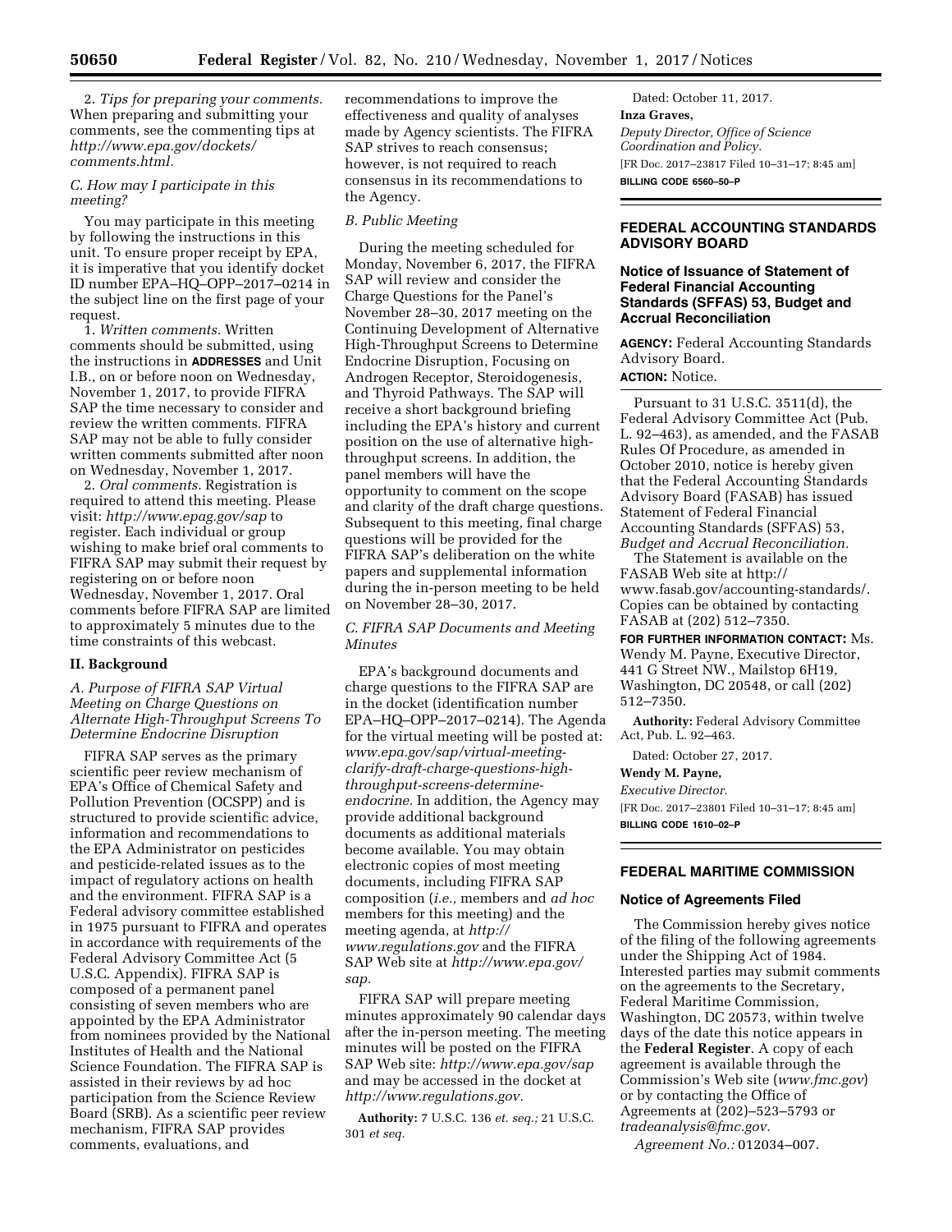2. *Tips for preparing your comments.* When preparing and submitting your comments, see the commenting tips at *http://www.epa.gov/dockets/comments.html.*

### C. How may I participate in this meeting?

You may participate in this meeting by following the instructions in this unit. To ensure proper receipt by EPA, it is imperative that you identify docket ID number EPA–HQ–OPP–2017–0214 in the subject line on the first page of your request.

1. *Written comments.* Written comments should be submitted, using the instructions in **ADDRESSES** and Unit I.B., on or before noon on Wednesday, November 1, 2017, to provide FIFRA SAP the time necessary to consider and review the written comments. FIFRA SAP may not be able to fully consider written comments submitted after noon on Wednesday, November 1, 2017.

2. *Oral comments.* Registration is required to attend this meeting. Please visit: *http://www.epag.gov/sap* to register. Each individual or group wishing to make brief oral comments to FIFRA SAP may submit their request by registering on or before noon Wednesday, November 1, 2017. Oral comments before FIFRA SAP are limited to approximately 5 minutes due to the time constraints of this webcast.

## II. Background

### A. Purpose of FIFRA SAP Virtual Meeting on Charge Questions on Alternate High-Throughput Screens To Determine Endocrine Disruption

FIFRA SAP serves as the primary scientific peer review mechanism of EPA's Office of Chemical Safety and Pollution Prevention (OCSPP) and is structured to provide scientific advice, information and recommendations to the EPA Administrator on pesticides and pesticide-related issues as to the impact of regulatory actions on health and the environment. FIFRA SAP is a Federal advisory committee established in 1975 pursuant to FIFRA and operates in accordance with requirements of the Federal Advisory Committee Act (5 U.S.C. Appendix). FIFRA SAP is composed of a permanent panel consisting of seven members who are appointed by the EPA Administrator from nominees provided by the National Institutes of Health and the National Science Foundation. The FIFRA SAP is assisted in their reviews by ad hoc participation from the Science Review Board (SRB). As a scientific peer review mechanism, FIFRA SAP provides comments, evaluations, and recommendations to improve the effectiveness and quality of analyses made by Agency scientists. The FIFRA SAP strives to reach consensus; however, is not required to reach consensus in its recommendations to the Agency.

### B. Public Meeting

During the meeting scheduled for Monday, November 6, 2017, the FIFRA SAP will review and consider the Charge Questions for the Panel's November 28–30, 2017 meeting on the Continuing Development of Alternative High-Throughput Screens to Determine Endocrine Disruption, Focusing on Androgen Receptor, Steroidogenesis, and Thyroid Pathways. The SAP will receive a short background briefing including the EPA's history and current position on the use of alternative high-throughput screens. In addition, the panel members will have the opportunity to comment on the scope and clarity of the draft charge questions. Subsequent to this meeting, final charge questions will be provided for the FIFRA SAP's deliberation on the white papers and supplemental information during the in-person meeting to be held on November 28–30, 2017.

### C. FIFRA SAP Documents and Meeting Minutes

EPA's background documents and charge questions to the FIFRA SAP are in the docket (identification number EPA–HQ–OPP–2017–0214). The Agenda for the virtual meeting will be posted at: *www.epa.gov/sap/virtual-meeting-clarify-draft-charge-questions-high-throughput-screens-determine-endocrine.* In addition, the Agency may provide additional background documents as additional materials become available. You may obtain electronic copies of most meeting documents, including FIFRA SAP composition (*i.e.,* members and *ad hoc* members for this meeting) and the meeting agenda, at *http://www.regulations.gov* and the FIFRA SAP Web site at *http://www.epa.gov/sap.*

FIFRA SAP will prepare meeting minutes approximately 90 calendar days after the in-person meeting. The meeting minutes will be posted on the FIFRA SAP Web site: *http://www.epa.gov/sap* and may be accessed in the docket at *http://www.regulations.gov.*

**Authority:** 7 U.S.C. 136 *et. seq.;* 21 U.S.C. 301 *et seq.*

Dated: October 11, 2017.

**Inza Graves,**

*Deputy Director, Office of Science Coordination and Policy.*

[FR Doc. 2017–23817 Filed 10–31–17; 8:45 am]

**BILLING CODE 6560–50–P**

---

## FEDERAL ACCOUNTING STANDARDS ADVISORY BOARD

### Notice of Issuance of Statement of Federal Financial Accounting Standards (SFFAS) 53, Budget and Accrual Reconciliation

**AGENCY:** Federal Accounting Standards Advisory Board.

**ACTION:** Notice.

Pursuant to 31 U.S.C. 3511(d), the Federal Advisory Committee Act (Pub. L. 92–463), as amended, and the FASAB Rules Of Procedure, as amended in October 2010, notice is hereby given that the Federal Accounting Standards Advisory Board (FASAB) has issued Statement of Federal Financial Accounting Standards (SFFAS) 53, *Budget and Accrual Reconciliation.*

The Statement is available on the FASAB Web site at http://www.fasab.gov/accounting-standards/. Copies can be obtained by contacting FASAB at (202) 512–7350.

**FOR FURTHER INFORMATION CONTACT:** Ms. Wendy M. Payne, Executive Director, 441 G Street NW., Mailstop 6H19, Washington, DC 20548, or call (202) 512–7350.

**Authority:** Federal Advisory Committee Act, Pub. L. 92–463.

Dated: October 27, 2017.

**Wendy M. Payne,**

*Executive Director.*

[FR Doc. 2017–23801 Filed 10–31–17; 8:45 am]

**BILLING CODE 1610–02–P**

---

## FEDERAL MARITIME COMMISSION

### Notice of Agreements Filed

The Commission hereby gives notice of the filing of the following agreements under the Shipping Act of 1984. Interested parties may submit comments on the agreements to the Secretary, Federal Maritime Commission, Washington, DC 20573, within twelve days of the date this notice appears in the **Federal Register**. A copy of each agreement is available through the Commission's Web site (*www.fmc.gov*) or by contacting the Office of Agreements at (202)–523–5793 or *tradeanalysis@fmc.gov.*

*Agreement No.:* 012034–007.